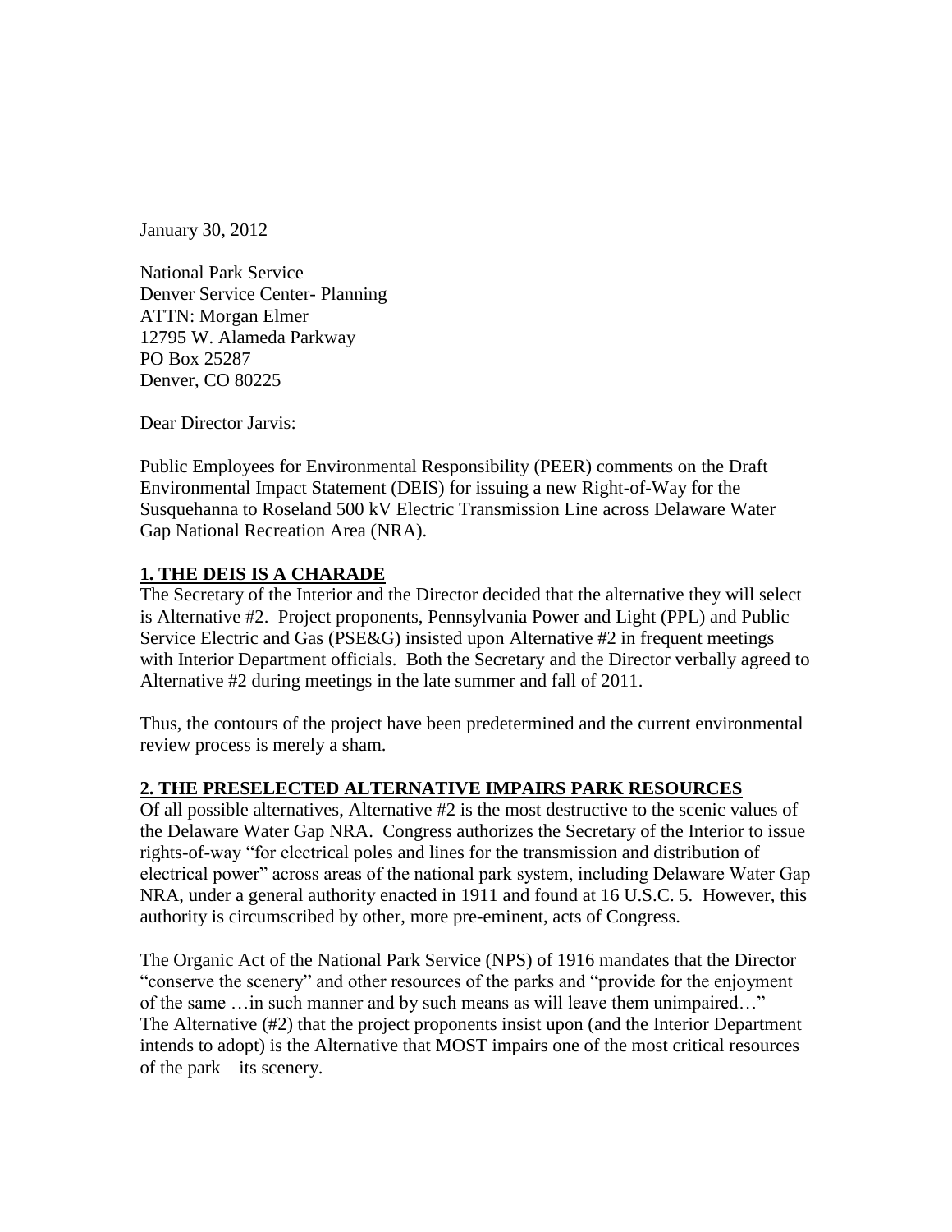January 30, 2012

National Park Service
Denver Service Center- Planning
ATTN: Morgan Elmer
12795 W. Alameda Parkway
PO Box 25287
Denver, CO 80225

Dear Director Jarvis:

Public Employees for Environmental Responsibility (PEER) comments on the Draft Environmental Impact Statement (DEIS) for issuing a new Right-of-Way for the Susquehanna to Roseland 500 kV Electric Transmission Line across Delaware Water Gap National Recreation Area (NRA).

## 1. THE DEIS IS A CHARADE

The Secretary of the Interior and the Director decided that the alternative they will select is Alternative #2. Project proponents, Pennsylvania Power and Light (PPL) and Public Service Electric and Gas (PSE&G) insisted upon Alternative #2 in frequent meetings with Interior Department officials. Both the Secretary and the Director verbally agreed to Alternative #2 during meetings in the late summer and fall of 2011.

Thus, the contours of the project have been predetermined and the current environmental review process is merely a sham.

## 2. THE PRESELECTED ALTERNATIVE IMPAIRS PARK RESOURCES

Of all possible alternatives, Alternative #2 is the most destructive to the scenic values of the Delaware Water Gap NRA. Congress authorizes the Secretary of the Interior to issue rights-of-way "for electrical poles and lines for the transmission and distribution of electrical power" across areas of the national park system, including Delaware Water Gap NRA, under a general authority enacted in 1911 and found at 16 U.S.C. 5. However, this authority is circumscribed by other, more pre-eminent, acts of Congress.

The Organic Act of the National Park Service (NPS) of 1916 mandates that the Director "conserve the scenery" and other resources of the parks and "provide for the enjoyment of the same …in such manner and by such means as will leave them unimpaired…" The Alternative (#2) that the project proponents insist upon (and the Interior Department intends to adopt) is the Alternative that MOST impairs one of the most critical resources of the park – its scenery.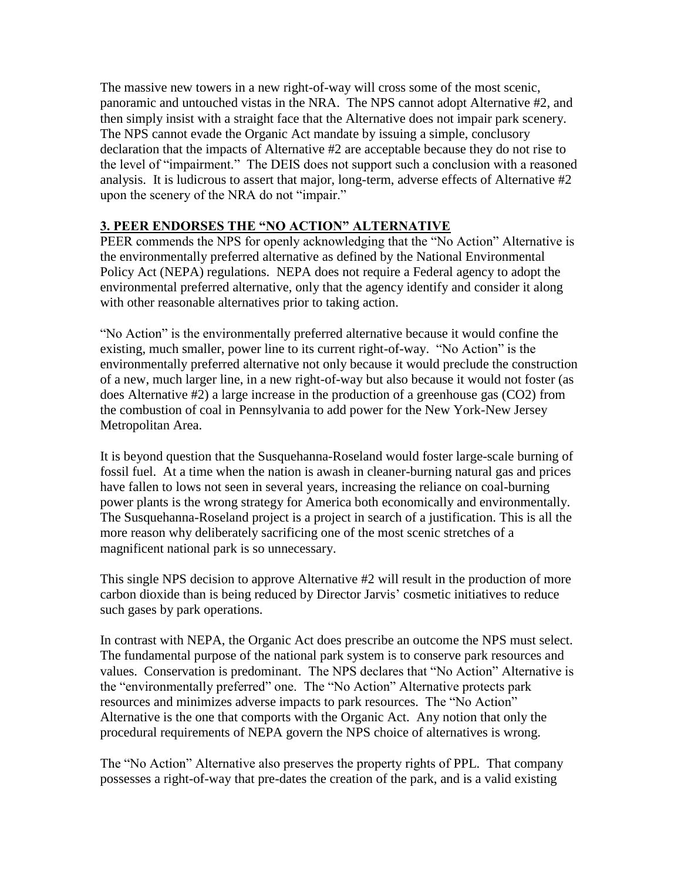The massive new towers in a new right-of-way will cross some of the most scenic, panoramic and untouched vistas in the NRA. The NPS cannot adopt Alternative #2, and then simply insist with a straight face that the Alternative does not impair park scenery. The NPS cannot evade the Organic Act mandate by issuing a simple, conclusory declaration that the impacts of Alternative #2 are acceptable because they do not rise to the level of "impairment." The DEIS does not support such a conclusion with a reasoned analysis. It is ludicrous to assert that major, long-term, adverse effects of Alternative #2 upon the scenery of the NRA do not "impair."

## 3. PEER ENDORSES THE "NO ACTION" ALTERNATIVE

PEER commends the NPS for openly acknowledging that the "No Action" Alternative is the environmentally preferred alternative as defined by the National Environmental Policy Act (NEPA) regulations. NEPA does not require a Federal agency to adopt the environmental preferred alternative, only that the agency identify and consider it along with other reasonable alternatives prior to taking action.

"No Action" is the environmentally preferred alternative because it would confine the existing, much smaller, power line to its current right-of-way. "No Action" is the environmentally preferred alternative not only because it would preclude the construction of a new, much larger line, in a new right-of-way but also because it would not foster (as does Alternative #2) a large increase in the production of a greenhouse gas ($CO_2$) from the combustion of coal in Pennsylvania to add power for the New York-New Jersey Metropolitan Area.

It is beyond question that the Susquehanna-Roseland would foster large-scale burning of fossil fuel. At a time when the nation is awash in cleaner-burning natural gas and prices have fallen to lows not seen in several years, increasing the reliance on coal-burning power plants is the wrong strategy for America both economically and environmentally. The Susquehanna-Roseland project is a project in search of a justification. This is all the more reason why deliberately sacrificing one of the most scenic stretches of a magnificent national park is so unnecessary.

This single NPS decision to approve Alternative #2 will result in the production of more carbon dioxide than is being reduced by Director Jarvis' cosmetic initiatives to reduce such gases by park operations.

In contrast with NEPA, the Organic Act does prescribe an outcome the NPS must select. The fundamental purpose of the national park system is to conserve park resources and values. Conservation is predominant. The NPS declares that "No Action" Alternative is the "environmentally preferred" one. The "No Action" Alternative protects park resources and minimizes adverse impacts to park resources. The "No Action" Alternative is the one that comports with the Organic Act. Any notion that only the procedural requirements of NEPA govern the NPS choice of alternatives is wrong.

The "No Action" Alternative also preserves the property rights of PPL. That company possesses a right-of-way that pre-dates the creation of the park, and is a valid existing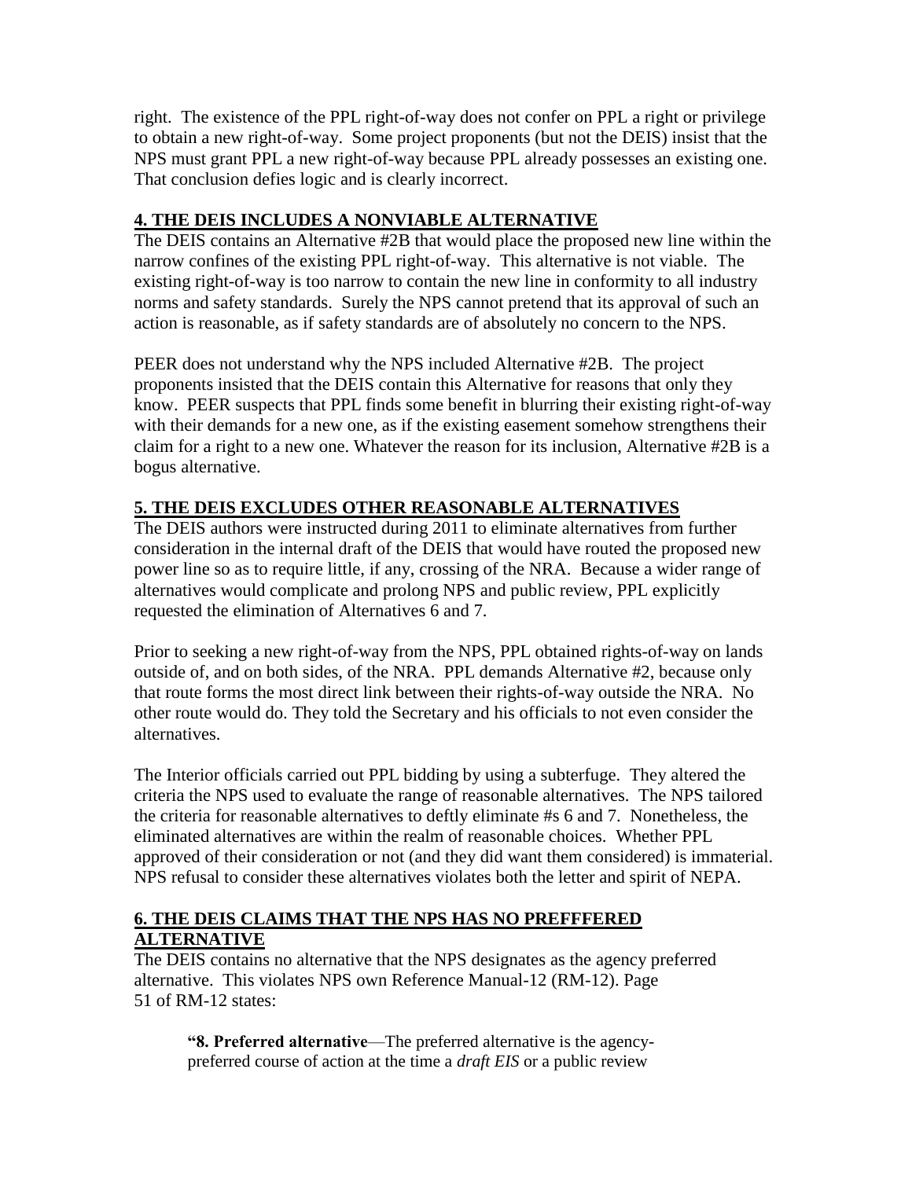right. The existence of the PPL right-of-way does not confer on PPL a right or privilege to obtain a new right-of-way. Some project proponents (but not the DEIS) insist that the NPS must grant PPL a new right-of-way because PPL already possesses an existing one. That conclusion defies logic and is clearly incorrect.

## 4. THE DEIS INCLUDES A NONVIABLE ALTERNATIVE

The DEIS contains an Alternative #2B that would place the proposed new line within the narrow confines of the existing PPL right-of-way. This alternative is not viable. The existing right-of-way is too narrow to contain the new line in conformity to all industry norms and safety standards. Surely the NPS cannot pretend that its approval of such an action is reasonable, as if safety standards are of absolutely no concern to the NPS.

PEER does not understand why the NPS included Alternative #2B. The project proponents insisted that the DEIS contain this Alternative for reasons that only they know. PEER suspects that PPL finds some benefit in blurring their existing right-of-way with their demands for a new one, as if the existing easement somehow strengthens their claim for a right to a new one. Whatever the reason for its inclusion, Alternative #2B is a bogus alternative.

## 5. THE DEIS EXCLUDES OTHER REASONABLE ALTERNATIVES

The DEIS authors were instructed during 2011 to eliminate alternatives from further consideration in the internal draft of the DEIS that would have routed the proposed new power line so as to require little, if any, crossing of the NRA. Because a wider range of alternatives would complicate and prolong NPS and public review, PPL explicitly requested the elimination of Alternatives 6 and 7.

Prior to seeking a new right-of-way from the NPS, PPL obtained rights-of-way on lands outside of, and on both sides, of the NRA. PPL demands Alternative #2, because only that route forms the most direct link between their rights-of-way outside the NRA. No other route would do. They told the Secretary and his officials to not even consider the alternatives.

The Interior officials carried out PPL bidding by using a subterfuge. They altered the criteria the NPS used to evaluate the range of reasonable alternatives. The NPS tailored the criteria for reasonable alternatives to deftly eliminate #s 6 and 7. Nonetheless, the eliminated alternatives are within the realm of reasonable choices. Whether PPL approved of their consideration or not (and they did want them considered) is immaterial. NPS refusal to consider these alternatives violates both the letter and spirit of NEPA.

## 6. THE DEIS CLAIMS THAT THE NPS HAS NO PREFFFERED ALTERNATIVE

The DEIS contains no alternative that the NPS designates as the agency preferred alternative. This violates NPS own Reference Manual-12 (RM-12). Page 51 of RM-12 states:

> **"8. Preferred alternative**—The preferred alternative is the agency-preferred course of action at the time a *draft EIS* or a public review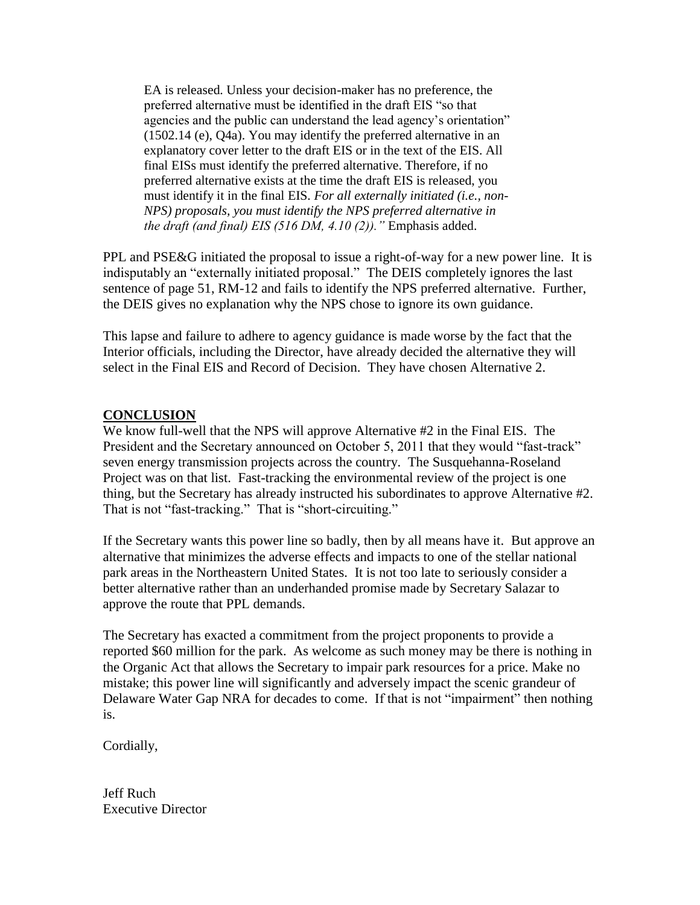> EA is released. Unless your decision-maker has no preference, the preferred alternative must be identified in the draft EIS "so that agencies and the public can understand the lead agency's orientation" (1502.14 (e), Q4a). You may identify the preferred alternative in an explanatory cover letter to the draft EIS or in the text of the EIS. All final EISs must identify the preferred alternative. Therefore, if no preferred alternative exists at the time the draft EIS is released, you must identify it in the final EIS. *For all externally initiated (i.e., non-NPS) proposals, you must identify the NPS preferred alternative in the draft (and final) EIS (516 DM, 4.10 (2))."* Emphasis added.

PPL and PSE&G initiated the proposal to issue a right-of-way for a new power line. It is indisputably an "externally initiated proposal." The DEIS completely ignores the last sentence of page 51, RM-12 and fails to identify the NPS preferred alternative. Further, the DEIS gives no explanation why the NPS chose to ignore its own guidance.

This lapse and failure to adhere to agency guidance is made worse by the fact that the Interior officials, including the Director, have already decided the alternative they will select in the Final EIS and Record of Decision. They have chosen Alternative 2.

**CONCLUSION**

We know full-well that the NPS will approve Alternative #2 in the Final EIS. The President and the Secretary announced on October 5, 2011 that they would "fast-track" seven energy transmission projects across the country. The Susquehanna-Roseland Project was on that list. Fast-tracking the environmental review of the project is one thing, but the Secretary has already instructed his subordinates to approve Alternative #2. That is not "fast-tracking." That is "short-circuiting."

If the Secretary wants this power line so badly, then by all means have it. But approve an alternative that minimizes the adverse effects and impacts to one of the stellar national park areas in the Northeastern United States. It is not too late to seriously consider a better alternative rather than an underhanded promise made by Secretary Salazar to approve the route that PPL demands.

The Secretary has exacted a commitment from the project proponents to provide a reported $60 million for the park. As welcome as such money may be there is nothing in the Organic Act that allows the Secretary to impair park resources for a price. Make no mistake; this power line will significantly and adversely impact the scenic grandeur of Delaware Water Gap NRA for decades to come. If that is not "impairment" then nothing is.

Cordially,

Jeff Ruch
Executive Director